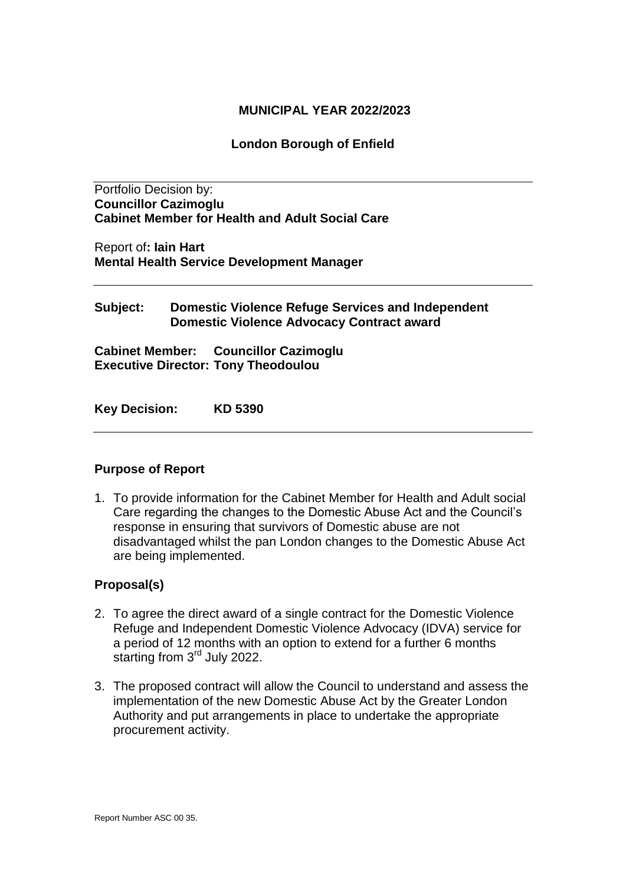**MUNICIPAL YEAR 2022/2023**

**London Borough of Enfield**

---

Portfolio Decision by:
**Councillor Cazimoglu**
**Cabinet Member for Health and Adult Social Care**

Report of**: Iain Hart**
**Mental Health Service Development Manager**

---

**Subject: Domestic Violence Refuge Services and Independent Domestic Violence Advocacy Contract award**

**Cabinet Member: Councillor Cazimoglu**
**Executive Director: Tony Theodoulou**

**Key Decision: KD 5390**

---

## Purpose of Report

1. To provide information for the Cabinet Member for Health and Adult social Care regarding the changes to the Domestic Abuse Act and the Council's response in ensuring that survivors of Domestic abuse are not disadvantaged whilst the pan London changes to the Domestic Abuse Act are being implemented.

## Proposal(s)

2. To agree the direct award of a single contract for the Domestic Violence Refuge and Independent Domestic Violence Advocacy (IDVA) service for a period of 12 months with an option to extend for a further 6 months starting from 3rd July 2022.

3. The proposed contract will allow the Council to understand and assess the implementation of the new Domestic Abuse Act by the Greater London Authority and put arrangements in place to undertake the appropriate procurement activity.

Report Number ASC 00 35.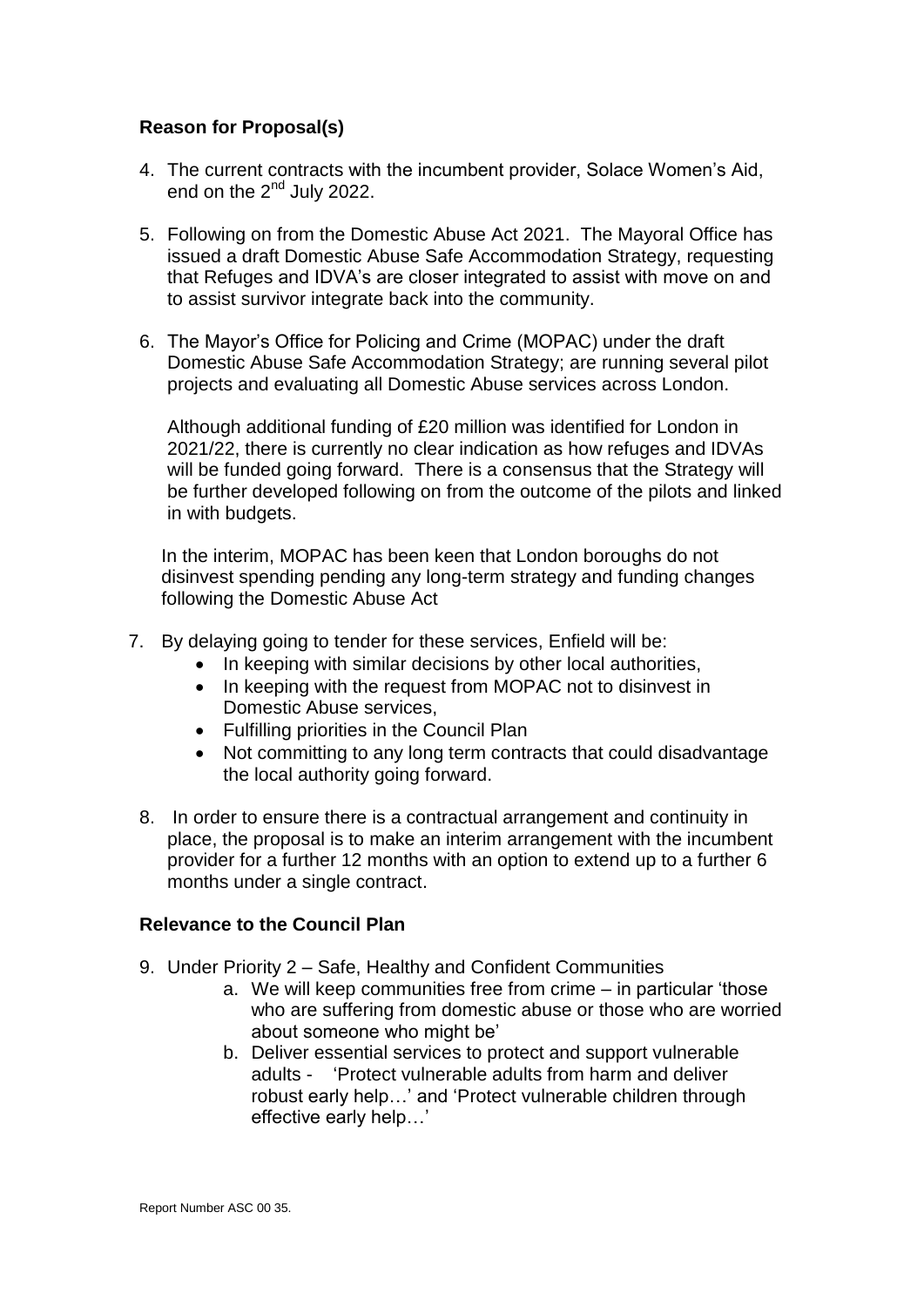## Reason for Proposal(s)

4. The current contracts with the incumbent provider, Solace Women's Aid, end on the 2nd July 2022.

5. Following on from the Domestic Abuse Act 2021. The Mayoral Office has issued a draft Domestic Abuse Safe Accommodation Strategy, requesting that Refuges and IDVA's are closer integrated to assist with move on and to assist survivor integrate back into the community.

6. The Mayor's Office for Policing and Crime (MOPAC) under the draft Domestic Abuse Safe Accommodation Strategy; are running several pilot projects and evaluating all Domestic Abuse services across London.

   Although additional funding of £20 million was identified for London in 2021/22, there is currently no clear indication as how refuges and IDVAs will be funded going forward. There is a consensus that the Strategy will be further developed following on from the outcome of the pilots and linked in with budgets.

   In the interim, MOPAC has been keen that London boroughs do not disinvest spending pending any long-term strategy and funding changes following the Domestic Abuse Act

7. By delaying going to tender for these services, Enfield will be:
   - In keeping with similar decisions by other local authorities,
   - In keeping with the request from MOPAC not to disinvest in Domestic Abuse services,
   - Fulfilling priorities in the Council Plan
   - Not committing to any long term contracts that could disadvantage the local authority going forward.

8. In order to ensure there is a contractual arrangement and continuity in place, the proposal is to make an interim arrangement with the incumbent provider for a further 12 months with an option to extend up to a further 6 months under a single contract.

## Relevance to the Council Plan

9. Under Priority 2 – Safe, Healthy and Confident Communities
   a. We will keep communities free from crime – in particular 'those who are suffering from domestic abuse or those who are worried about someone who might be'
   b. Deliver essential services to protect and support vulnerable adults - 'Protect vulnerable adults from harm and deliver robust early help…' and 'Protect vulnerable children through effective early help…'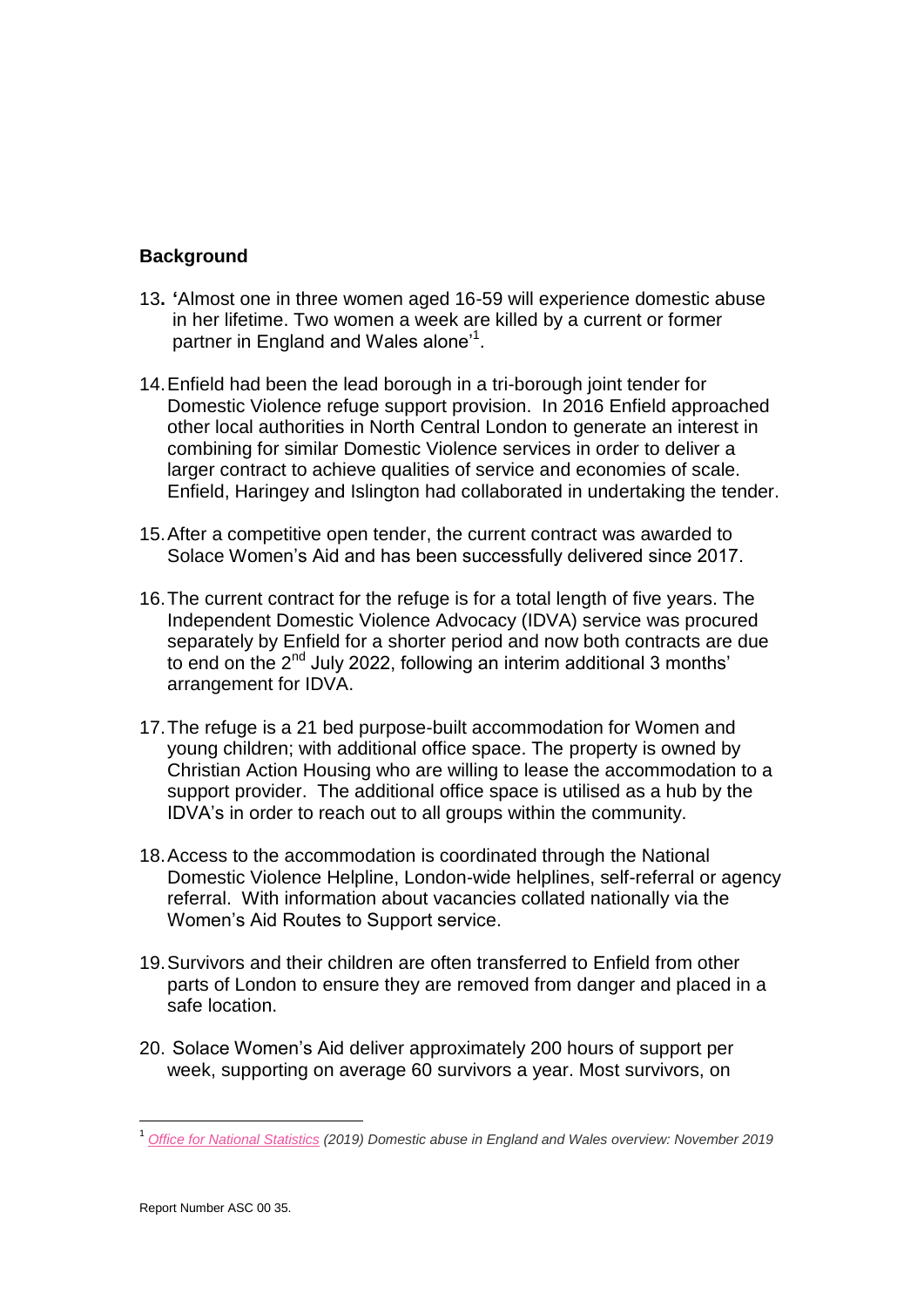## Background

13. 'Almost one in three women aged 16-59 will experience domestic abuse in her lifetime. Two women a week are killed by a current or former partner in England and Wales alone'[1].

14. Enfield had been the lead borough in a tri-borough joint tender for Domestic Violence refuge support provision. In 2016 Enfield approached other local authorities in North Central London to generate an interest in combining for similar Domestic Violence services in order to deliver a larger contract to achieve qualities of service and economies of scale. Enfield, Haringey and Islington had collaborated in undertaking the tender.

15. After a competitive open tender, the current contract was awarded to Solace Women's Aid and has been successfully delivered since 2017.

16. The current contract for the refuge is for a total length of five years. The Independent Domestic Violence Advocacy (IDVA) service was procured separately by Enfield for a shorter period and now both contracts are due to end on the 2nd July 2022, following an interim additional 3 months' arrangement for IDVA.

17. The refuge is a 21 bed purpose-built accommodation for Women and young children; with additional office space. The property is owned by Christian Action Housing who are willing to lease the accommodation to a support provider. The additional office space is utilised as a hub by the IDVA's in order to reach out to all groups within the community.

18. Access to the accommodation is coordinated through the National Domestic Violence Helpline, London-wide helplines, self-referral or agency referral. With information about vacancies collated nationally via the Women's Aid Routes to Support service.

19. Survivors and their children are often transferred to Enfield from other parts of London to ensure they are removed from danger and placed in a safe location.

20. Solace Women's Aid deliver approximately 200 hours of support per week, supporting on average 60 survivors a year. Most survivors, on

---

[1] *Office for National Statistics (2019) Domestic abuse in England and Wales overview: November 2019*

Report Number ASC 00 35.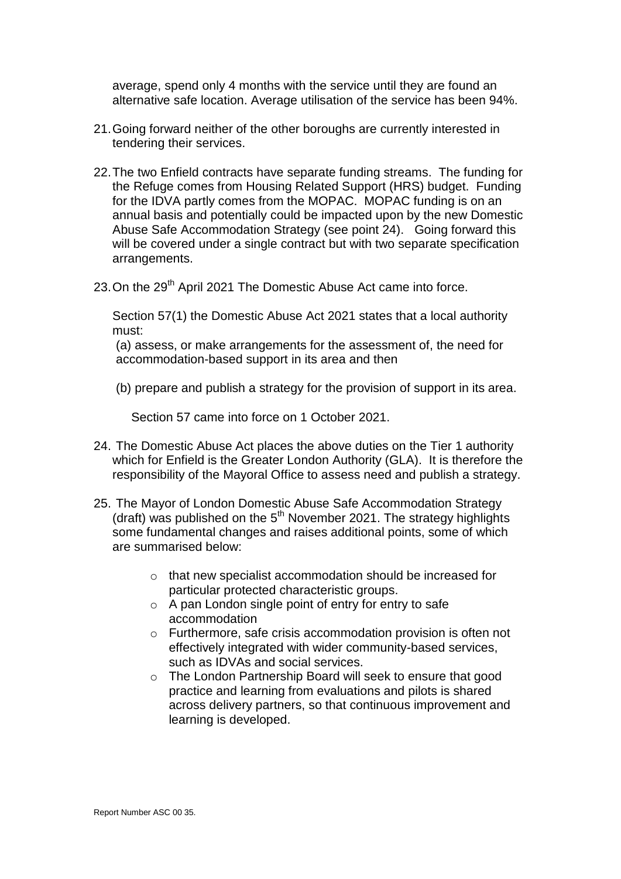average, spend only 4 months with the service until they are found an alternative safe location. Average utilisation of the service has been 94%.

21. Going forward neither of the other boroughs are currently interested in tendering their services.

22. The two Enfield contracts have separate funding streams. The funding for the Refuge comes from Housing Related Support (HRS) budget. Funding for the IDVA partly comes from the MOPAC. MOPAC funding is on an annual basis and potentially could be impacted upon by the new Domestic Abuse Safe Accommodation Strategy (see point 24). Going forward this will be covered under a single contract but with two separate specification arrangements.

23. On the 29th April 2021 The Domestic Abuse Act came into force.

    Section 57(1) the Domestic Abuse Act 2021 states that a local authority must:
    (a) assess, or make arrangements for the assessment of, the need for accommodation-based support in its area and then

    (b) prepare and publish a strategy for the provision of support in its area.

    Section 57 came into force on 1 October 2021.

24. The Domestic Abuse Act places the above duties on the Tier 1 authority which for Enfield is the Greater London Authority (GLA). It is therefore the responsibility of the Mayoral Office to assess need and publish a strategy.

25. The Mayor of London Domestic Abuse Safe Accommodation Strategy (draft) was published on the 5th November 2021. The strategy highlights some fundamental changes and raises additional points, some of which are summarised below:

    - that new specialist accommodation should be increased for particular protected characteristic groups.
    - A pan London single point of entry for entry to safe accommodation
    - Furthermore, safe crisis accommodation provision is often not effectively integrated with wider community-based services, such as IDVAs and social services.
    - The London Partnership Board will seek to ensure that good practice and learning from evaluations and pilots is shared across delivery partners, so that continuous improvement and learning is developed.

Report Number ASC 00 35.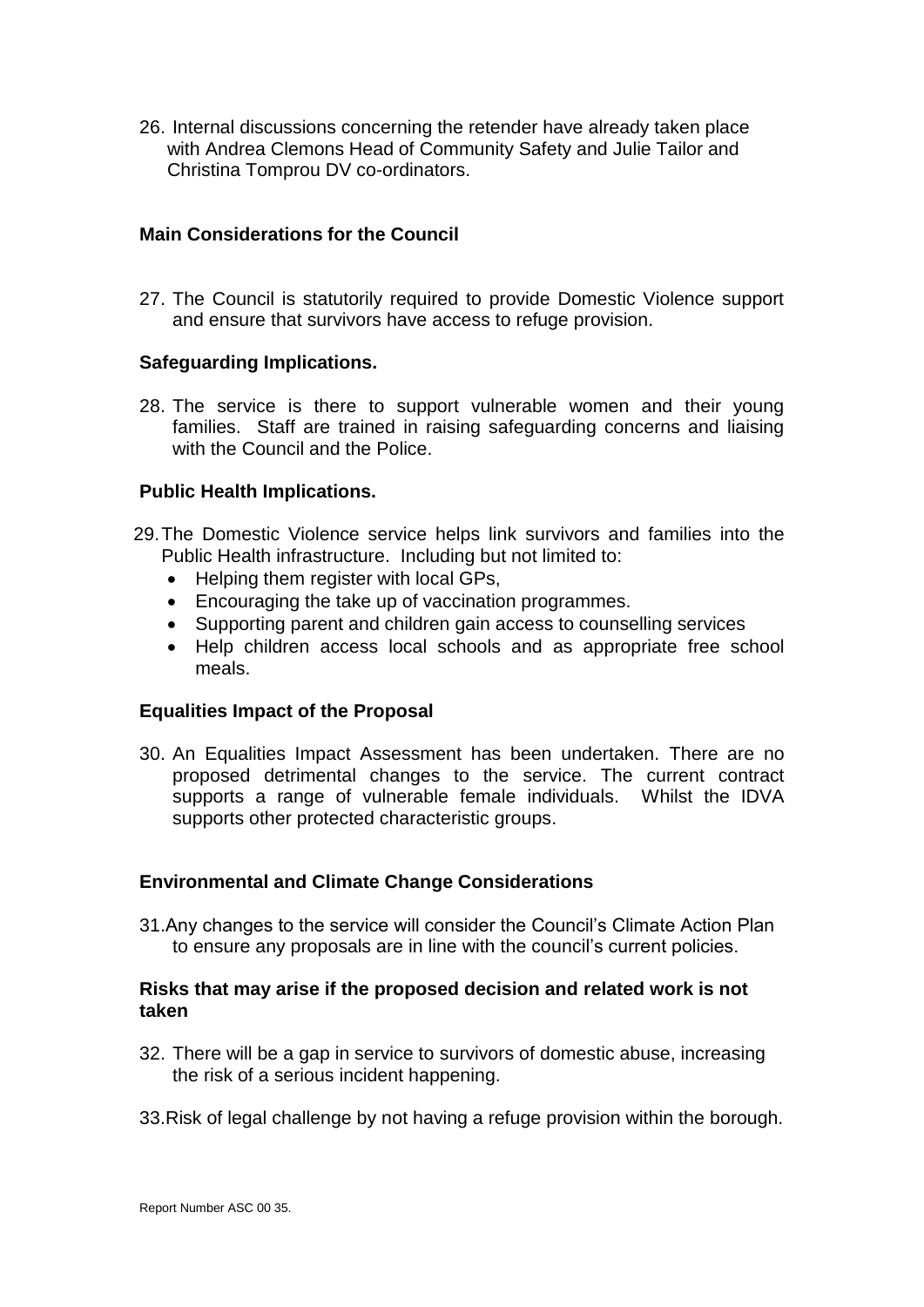26. Internal discussions concerning the retender have already taken place with Andrea Clemons Head of Community Safety and Julie Tailor and Christina Tomprou DV co-ordinators.

### Main Considerations for the Council

27. The Council is statutorily required to provide Domestic Violence support and ensure that survivors have access to refuge provision.

### Safeguarding Implications.

28. The service is there to support vulnerable women and their young families. Staff are trained in raising safeguarding concerns and liaising with the Council and the Police.

### Public Health Implications.

29. The Domestic Violence service helps link survivors and families into the Public Health infrastructure. Including but not limited to:
    - Helping them register with local GPs,
    - Encouraging the take up of vaccination programmes.
    - Supporting parent and children gain access to counselling services
    - Help children access local schools and as appropriate free school meals.

### Equalities Impact of the Proposal

30. An Equalities Impact Assessment has been undertaken. There are no proposed detrimental changes to the service. The current contract supports a range of vulnerable female individuals. Whilst the IDVA supports other protected characteristic groups.

### Environmental and Climate Change Considerations

31. Any changes to the service will consider the Council's Climate Action Plan to ensure any proposals are in line with the council's current policies.

### Risks that may arise if the proposed decision and related work is not taken

32. There will be a gap in service to survivors of domestic abuse, increasing the risk of a serious incident happening.

33. Risk of legal challenge by not having a refuge provision within the borough.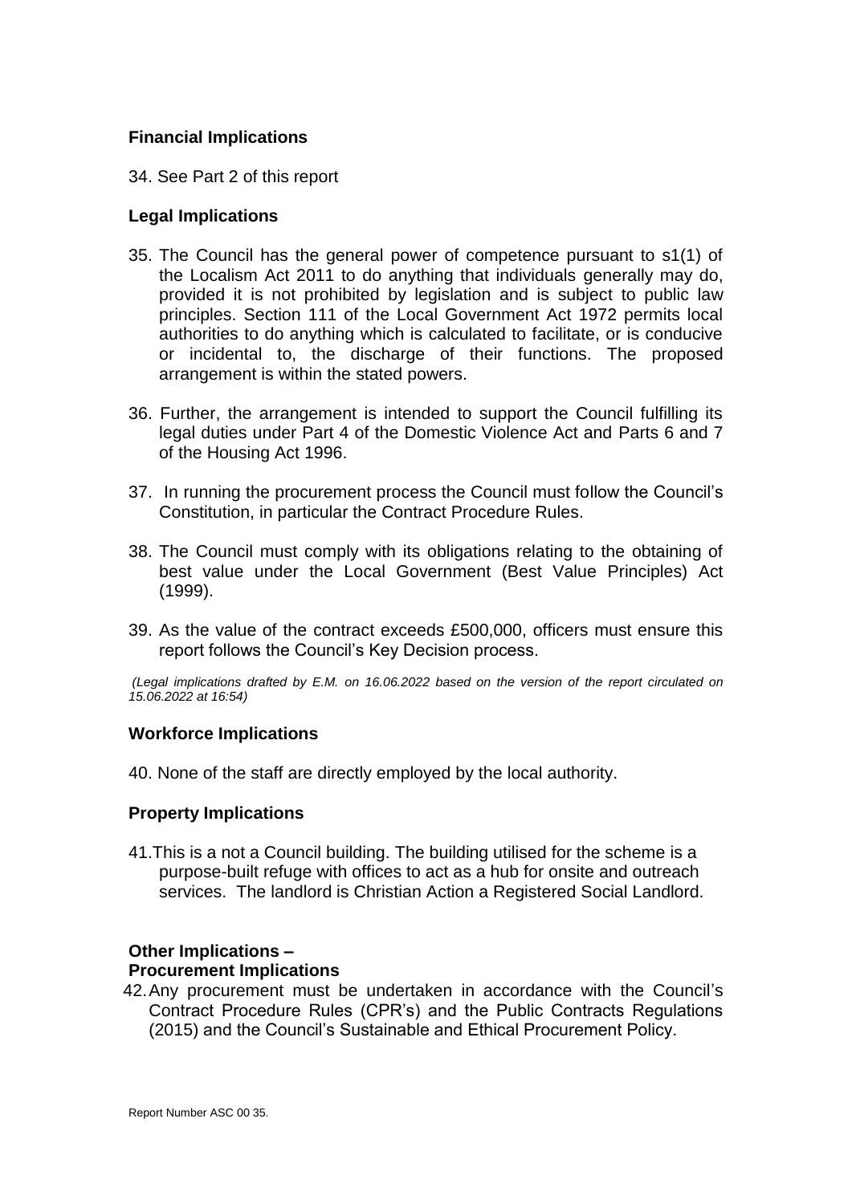## Financial Implications

34. See Part 2 of this report

## Legal Implications

35. The Council has the general power of competence pursuant to s1(1) of the Localism Act 2011 to do anything that individuals generally may do, provided it is not prohibited by legislation and is subject to public law principles. Section 111 of the Local Government Act 1972 permits local authorities to do anything which is calculated to facilitate, or is conducive or incidental to, the discharge of their functions. The proposed arrangement is within the stated powers.

36. Further, the arrangement is intended to support the Council fulfilling its legal duties under Part 4 of the Domestic Violence Act and Parts 6 and 7 of the Housing Act 1996.

37. In running the procurement process the Council must follow the Council's Constitution, in particular the Contract Procedure Rules.

38. The Council must comply with its obligations relating to the obtaining of best value under the Local Government (Best Value Principles) Act (1999).

39. As the value of the contract exceeds £500,000, officers must ensure this report follows the Council's Key Decision process.

*(Legal implications drafted by E.M. on 16.06.2022 based on the version of the report circulated on 15.06.2022 at 16:54)*

## Workforce Implications

40. None of the staff are directly employed by the local authority.

## Property Implications

41. This is a not a Council building. The building utilised for the scheme is a purpose-built refuge with offices to act as a hub for onsite and outreach services. The landlord is Christian Action a Registered Social Landlord.

## Other Implications –

### Procurement Implications

42. Any procurement must be undertaken in accordance with the Council's Contract Procedure Rules (CPR's) and the Public Contracts Regulations (2015) and the Council's Sustainable and Ethical Procurement Policy.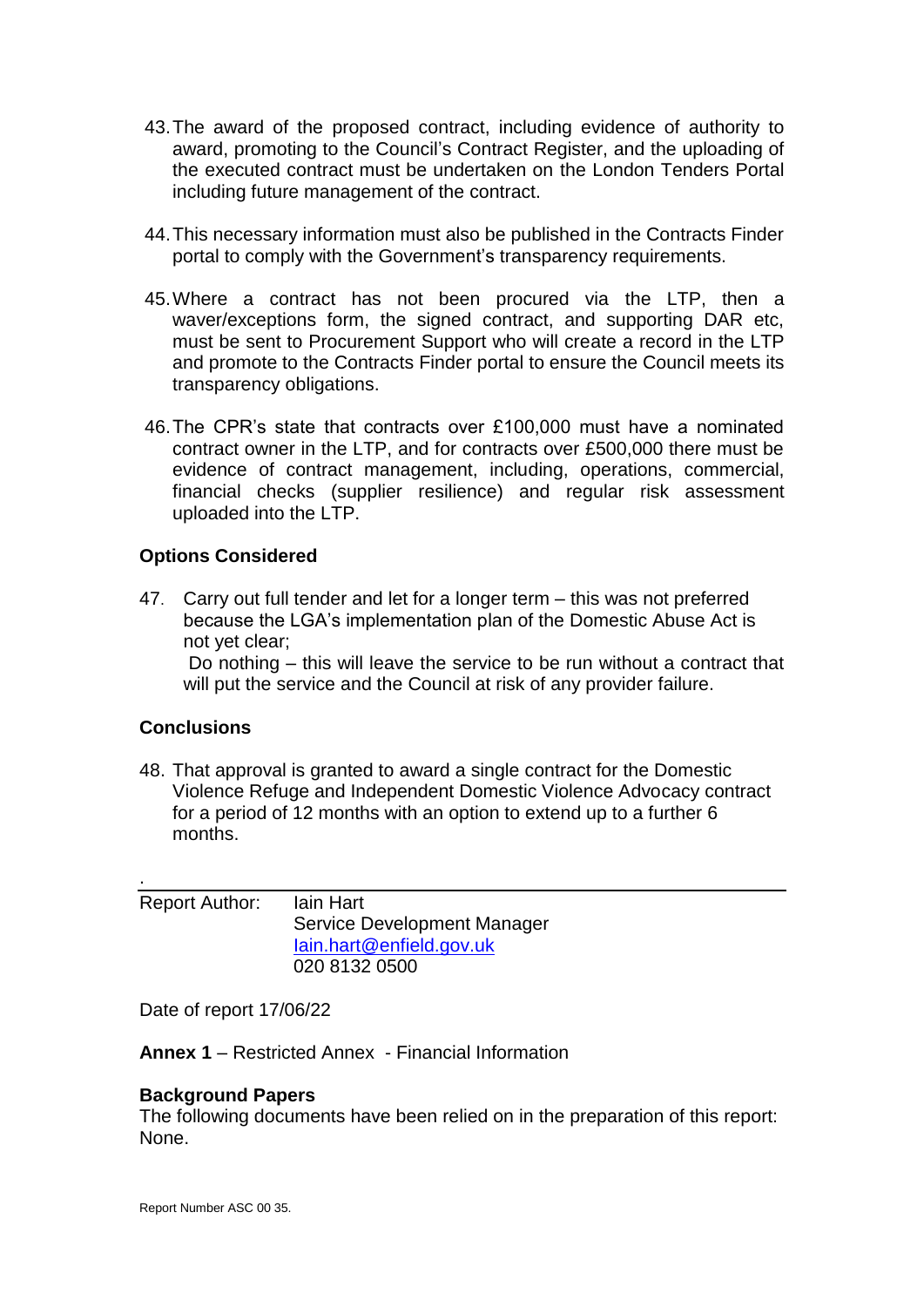43. The award of the proposed contract, including evidence of authority to award, promoting to the Council's Contract Register, and the uploading of the executed contract must be undertaken on the London Tenders Portal including future management of the contract.

44. This necessary information must also be published in the Contracts Finder portal to comply with the Government's transparency requirements.

45. Where a contract has not been procured via the LTP, then a waver/exceptions form, the signed contract, and supporting DAR etc, must be sent to Procurement Support who will create a record in the LTP and promote to the Contracts Finder portal to ensure the Council meets its transparency obligations.

46. The CPR's state that contracts over £100,000 must have a nominated contract owner in the LTP, and for contracts over £500,000 there must be evidence of contract management, including, operations, commercial, financial checks (supplier resilience) and regular risk assessment uploaded into the LTP.

**Options Considered**

47. Carry out full tender and let for a longer term – this was not preferred because the LGA's implementation plan of the Domestic Abuse Act is not yet clear;
    Do nothing – this will leave the service to be run without a contract that will put the service and the Council at risk of any provider failure.

**Conclusions**

48. That approval is granted to award a single contract for the Domestic Violence Refuge and Independent Domestic Violence Advocacy contract for a period of 12 months with an option to extend up to a further 6 months.

.

Report Author: Iain Hart
Service Development Manager
Iain.hart@enfield.gov.uk
020 8132 0500

Date of report 17/06/22

**Annex 1** – Restricted Annex - Financial Information

**Background Papers**
The following documents have been relied on in the preparation of this report: None.

Report Number ASC 00 35.